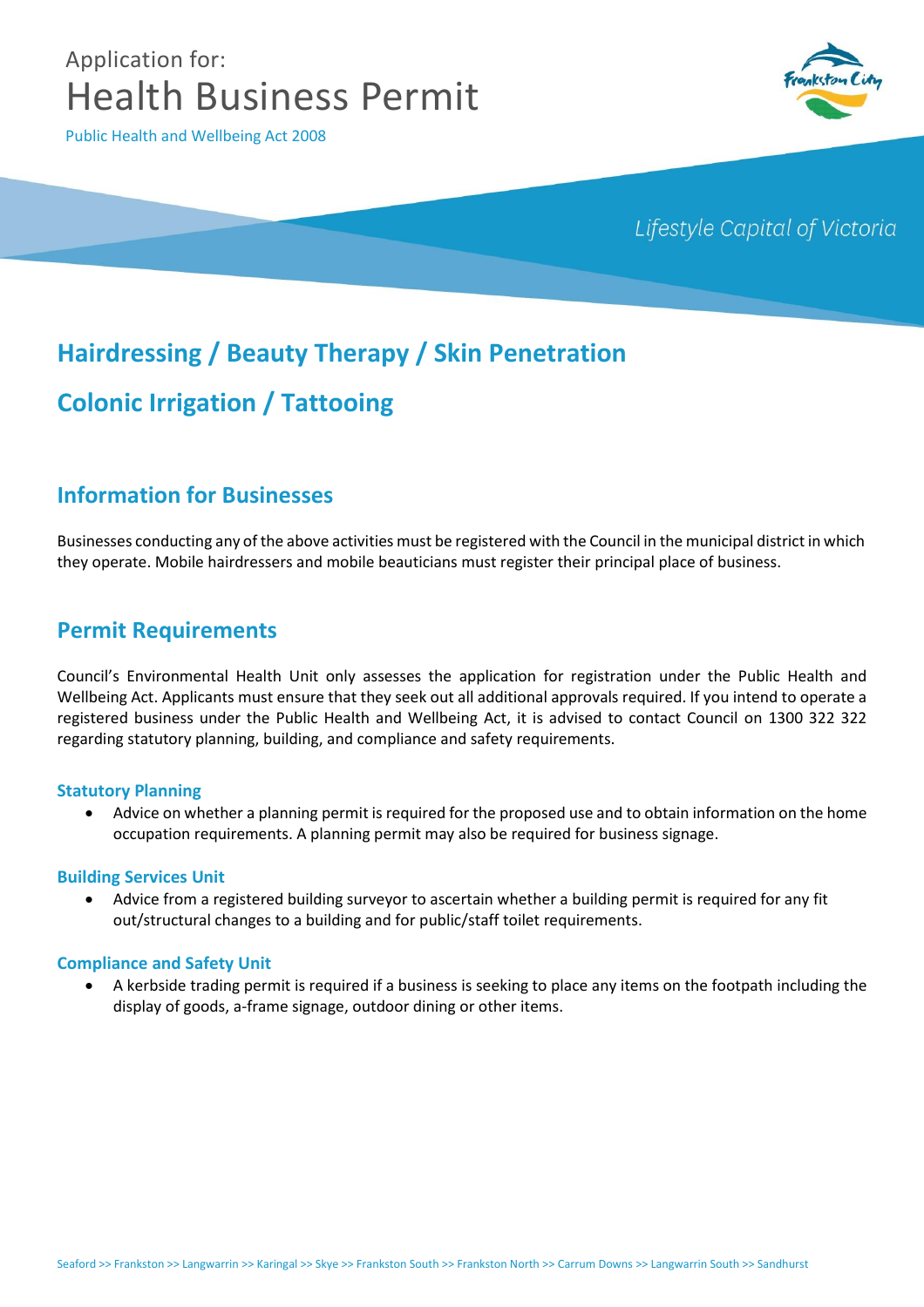Application for:

# Health Business Permit

Public Health and Wellbeing Act 2008

*Lifestyle Capital of Victoria*

## Hairdressing / Beauty Therapy / Skin Penetration

## Colonic Irrigation / Tattooing

## Information for Businesses

Businesses conducting any of the above activities must be registered with the Council in the municipal district in which they operate. Mobile hairdressers and mobile beauticians must register their principal place of business.

## Permit Requirements

Council's Environmental Health Unit only assesses the application for registration under the Public Health and Wellbeing Act. Applicants must ensure that they seek out all additional approvals required. If you intend to operate a registered business under the Public Health and Wellbeing Act, it is advised to contact Council on 1300 322 322 regarding statutory planning, building, and compliance and safety requirements.

### Statutory Planning

- Advice on whether a planning permit is required for the proposed use and to obtain information on the home occupation requirements. A planning permit may also be required for business signage.

### Building Services Unit

- Advice from a registered building surveyor to ascertain whether a building permit is required for any fit out/structural changes to a building and for public/staff toilet requirements.

### Compliance and Safety Unit

- A kerbside trading permit is required if a business is seeking to place any items on the footpath including the display of goods, a-frame signage, outdoor dining or other items.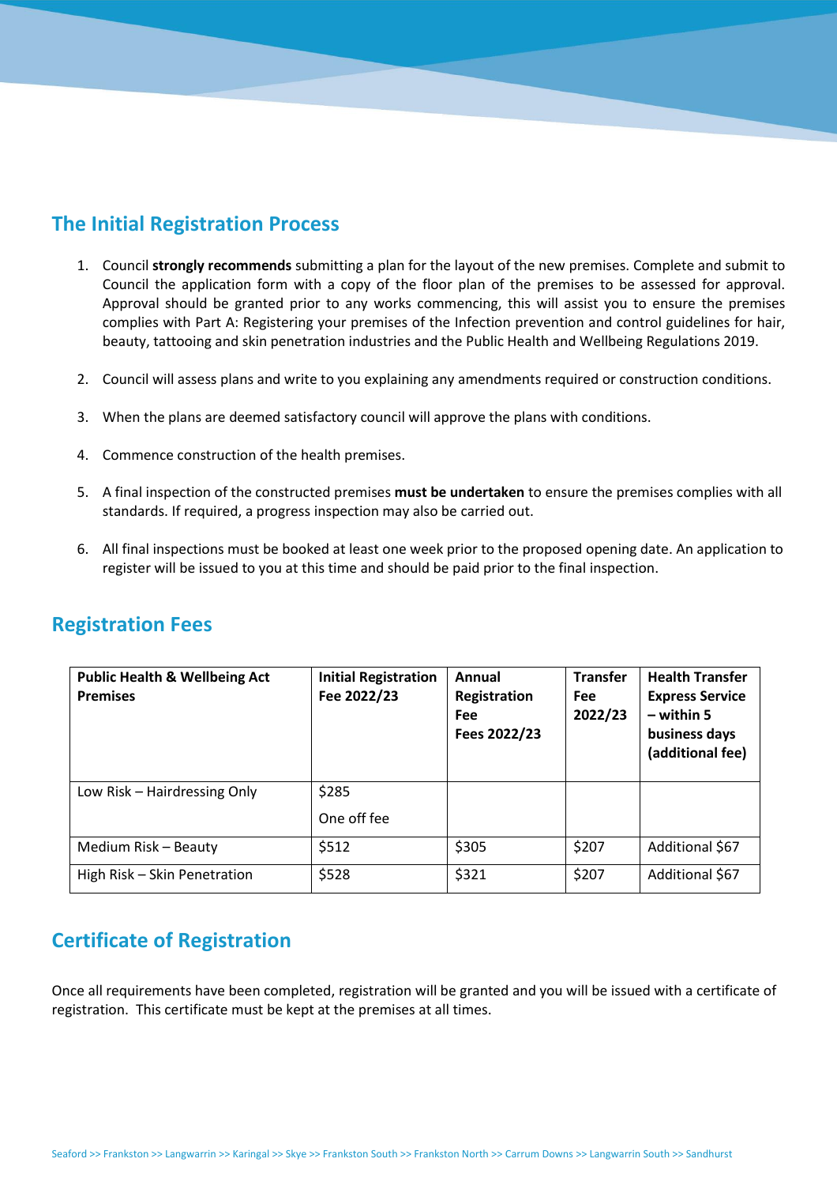## The Initial Registration Process

1. Council **strongly recommends** submitting a plan for the layout of the new premises. Complete and submit to Council the application form with a copy of the floor plan of the premises to be assessed for approval. Approval should be granted prior to any works commencing, this will assist you to ensure the premises complies with Part A: Registering your premises of the Infection prevention and control guidelines for hair, beauty, tattooing and skin penetration industries and the Public Health and Wellbeing Regulations 2019.

2. Council will assess plans and write to you explaining any amendments required or construction conditions.

3. When the plans are deemed satisfactory council will approve the plans with conditions.

4. Commence construction of the health premises.

5. A final inspection of the constructed premises **must be undertaken** to ensure the premises complies with all standards. If required, a progress inspection may also be carried out.

6. All final inspections must be booked at least one week prior to the proposed opening date. An application to register will be issued to you at this time and should be paid prior to the final inspection.

## Registration Fees

| **Public Health & Wellbeing Act Premises** | **Initial Registration Fee 2022/23** | **Annual Registration Fee Fees 2022/23** | **Transfer Fee 2022/23** | **Health Transfer Express Service – within 5 business days (additional fee)** |
|---|---|---|---|---|
| Low Risk – Hairdressing Only | $285 One off fee | | | |
| Medium Risk – Beauty | $512 | $305 | $207 | Additional $67 |
| High Risk – Skin Penetration | $528 | $321 | $207 | Additional $67 |

## Certificate of Registration

Once all requirements have been completed, registration will be granted and you will be issued with a certificate of registration. This certificate must be kept at the premises at all times.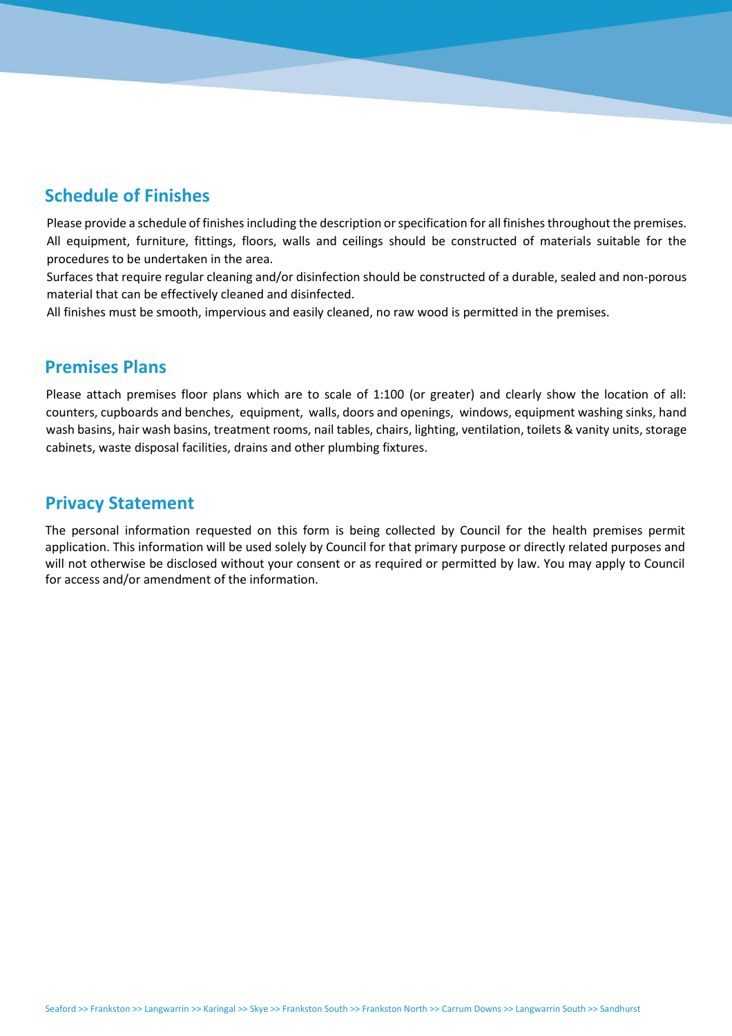## Schedule of Finishes

Please provide a schedule of finishes including the description or specification for all finishes throughout the premises. All equipment, furniture, fittings, floors, walls and ceilings should be constructed of materials suitable for the procedures to be undertaken in the area.

Surfaces that require regular cleaning and/or disinfection should be constructed of a durable, sealed and non-porous material that can be effectively cleaned and disinfected.

All finishes must be smooth, impervious and easily cleaned, no raw wood is permitted in the premises.

## Premises Plans

Please attach premises floor plans which are to scale of 1:100 (or greater) and clearly show the location of all: counters, cupboards and benches, equipment, walls, doors and openings, windows, equipment washing sinks, hand wash basins, hair wash basins, treatment rooms, nail tables, chairs, lighting, ventilation, toilets & vanity units, storage cabinets, waste disposal facilities, drains and other plumbing fixtures.

## Privacy Statement

The personal information requested on this form is being collected by Council for the health premises permit application. This information will be used solely by Council for that primary purpose or directly related purposes and will not otherwise be disclosed without your consent or as required or permitted by law. You may apply to Council for access and/or amendment of the information.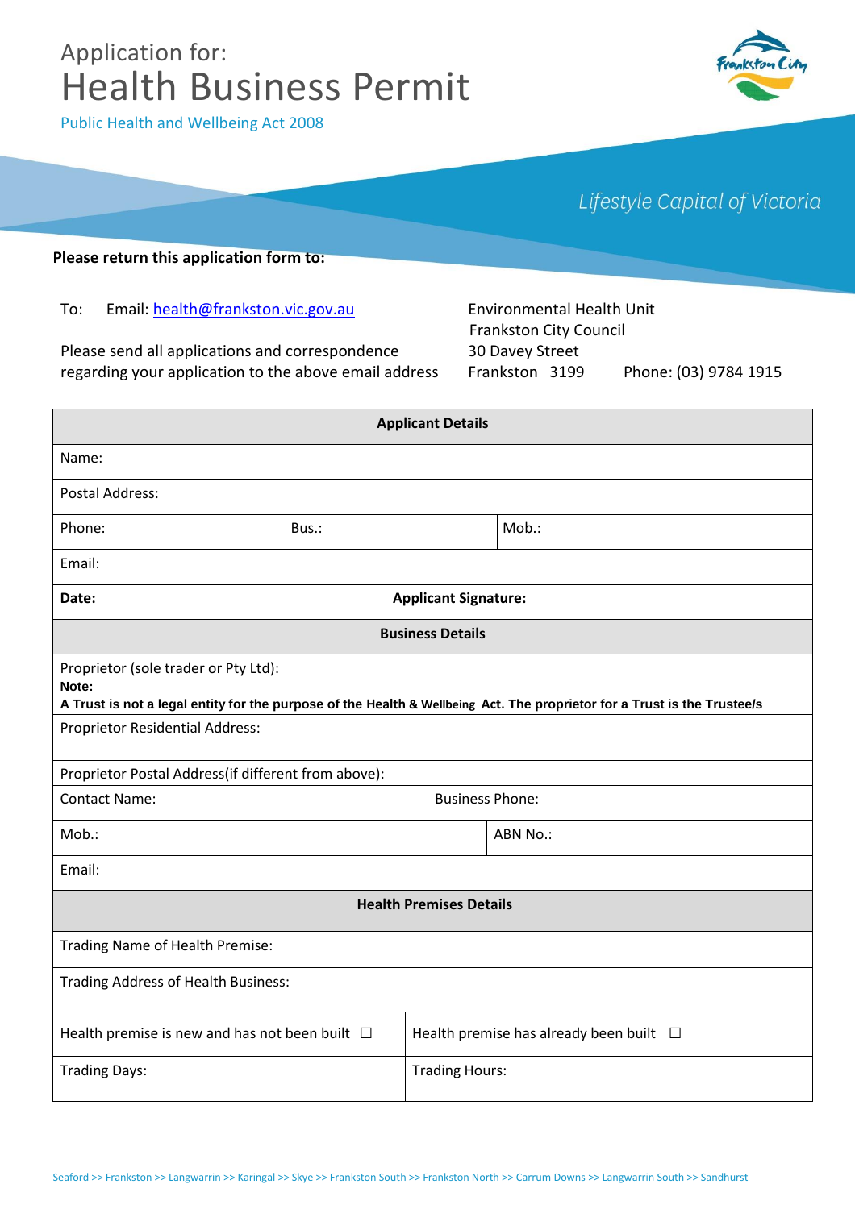Application for:

# Health Business Permit

Public Health and Wellbeing Act 2008

*Lifestyle Capital of Victoria*

**Please return this application form to:**

To: Email: health@frankston.vic.gov.au

Please send all applications and correspondence regarding your application to the above email address

Environmental Health Unit
Frankston City Council
30 Davey Street
Frankston 3199 Phone: (03) 9784 1915

| **Applicant Details** | | |
|---|---|---|
| Name: | | |
| Postal Address: | | |
| Phone: | Bus.: | Mob.: |
| Email: | | |
| **Date:** | **Applicant Signature:** | |
| **Business Details** | | |
| Proprietor (sole trader or Pty Ltd): **Note: A Trust is not a legal entity for the purpose of the Health & Wellbeing Act. The proprietor for a Trust is the Trustee/s** | | |
| Proprietor Residential Address: | | |
| Proprietor Postal Address(if different from above): | | |
| Contact Name: | Business Phone: | |
| Mob.: | ABN No.: | |
| Email: | | |
| **Health Premises Details** | | |
| Trading Name of Health Premise: | | |
| Trading Address of Health Business: | | |
| Health premise is new and has not been built ☐ | Health premise has already been built ☐ | |
| Trading Days: | Trading Hours: | |

Seaford >> Frankston >> Langwarrin >> Karingal >> Skye >> Frankston South >> Frankston North >> Carrum Downs >> Langwarrin South >> Sandhurst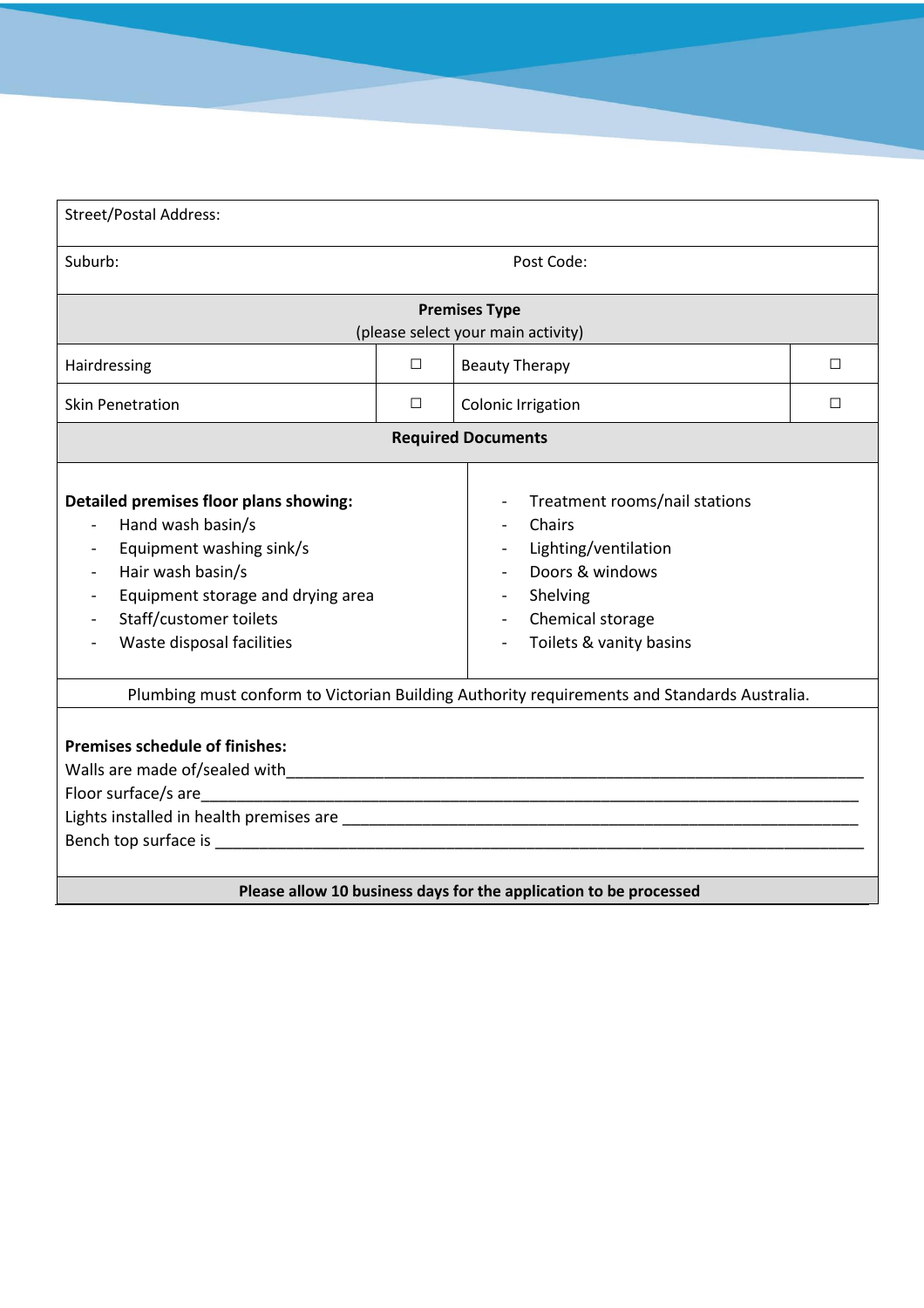| | | | |
|---|---|---|---|
| Street/Postal Address: | | | |
| Suburb: | | Post Code: | |
| **Premises Type**<br>(please select your main activity) | | | |
| Hairdressing | ☐ | Beauty Therapy | ☐ |
| Skin Penetration | ☐ | Colonic Irrigation | ☐ |
| **Required Documents** | | | |
| **Detailed premises floor plans showing:**<br>- Hand wash basin/s<br>- Equipment washing sink/s<br>- Hair wash basin/s<br>- Equipment storage and drying area<br>- Staff/customer toilets<br>- Waste disposal facilities | | - Treatment rooms/nail stations<br>- Chairs<br>- Lighting/ventilation<br>- Doors & windows<br>- Shelving<br>- Chemical storage<br>- Toilets & vanity basins | |
| Plumbing must conform to Victorian Building Authority requirements and Standards Australia. | | | |
| **Premises schedule of finishes:**<br>Walls are made of/sealed with______________________________________________________________<br>Floor surface/s are__________________________________________________________________<br>Lights installed in health premises are _______________________________________________________<br>Bench top surface is __________________________________________________________________ | | | |
| **Please allow 10 business days for the application to be processed** | | | |